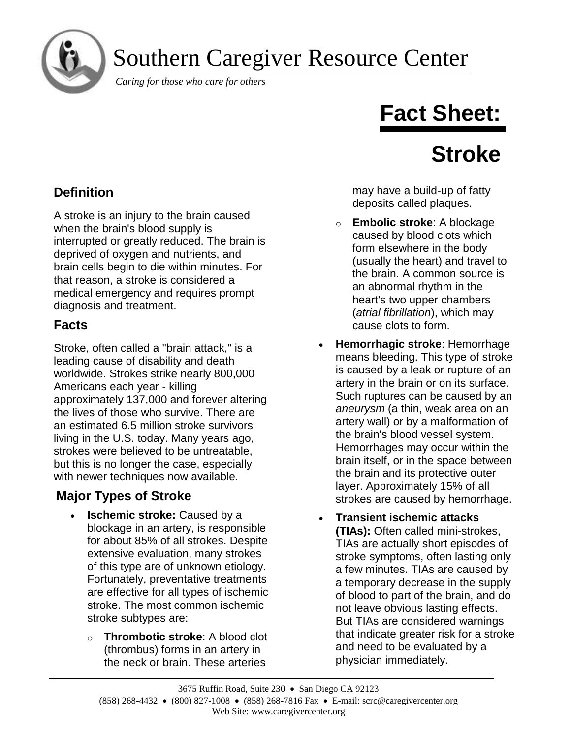# Southern Caregiver Resource Center

*Caring for those who care for others*

# Fact Sheet:

# Stroke

## Definition

A stroke is an injury to the brain caused when the brain's blood supply is interrupted or greatly reduced. The brain is deprived of oxygen and nutrients, and brain cells begin to die within minutes. For that reason, a stroke is considered a medical emergency and requires prompt diagnosis and treatment.

## Facts

Stroke, often called a "brain attack," is a leading cause of disability and death worldwide. Strokes strike nearly 800,000 Americans each year - killing approximately 137,000 and forever altering the lives of those who survive. There are an estimated 6.5 million stroke survivors living in the U.S. today. Many years ago, strokes were believed to be untreatable, but this is no longer the case, especially with newer techniques now available.

## Major Types of Stroke

- **Ischemic stroke:** Caused by a blockage in an artery, is responsible for about 85% of all strokes. Despite extensive evaluation, many strokes of this type are of unknown etiology. Fortunately, preventative treatments are effective for all types of ischemic stroke. The most common ischemic stroke subtypes are:
  - **Thrombotic stroke**: A blood clot (thrombus) forms in an artery in the neck or brain. These arteries may have a build-up of fatty deposits called plaques.
  - **Embolic stroke**: A blockage caused by blood clots which form elsewhere in the body (usually the heart) and travel to the brain. A common source is an abnormal rhythm in the heart's two upper chambers (*atrial fibrillation*), which may cause clots to form.
- **Hemorrhagic stroke**: Hemorrhage means bleeding. This type of stroke is caused by a leak or rupture of an artery in the brain or on its surface. Such ruptures can be caused by an *aneurysm* (a thin, weak area on an artery wall) or by a malformation of the brain's blood vessel system. Hemorrhages may occur within the brain itself, or in the space between the brain and its protective outer layer. Approximately 15% of all strokes are caused by hemorrhage.
- **Transient ischemic attacks (TIAs):** Often called mini-strokes, TIAs are actually short episodes of stroke symptoms, often lasting only a few minutes. TIAs are caused by a temporary decrease in the supply of blood to part of the brain, and do not leave obvious lasting effects. But TIAs are considered warnings that indicate greater risk for a stroke and need to be evaluated by a physician immediately.

3675 Ruffin Road, Suite 230 • San Diego CA 92123
(858) 268-4432 • (800) 827-1008 • (858) 268-7816 Fax • E-mail: scrc@caregivercenter.org
Web Site: www.caregivercenter.org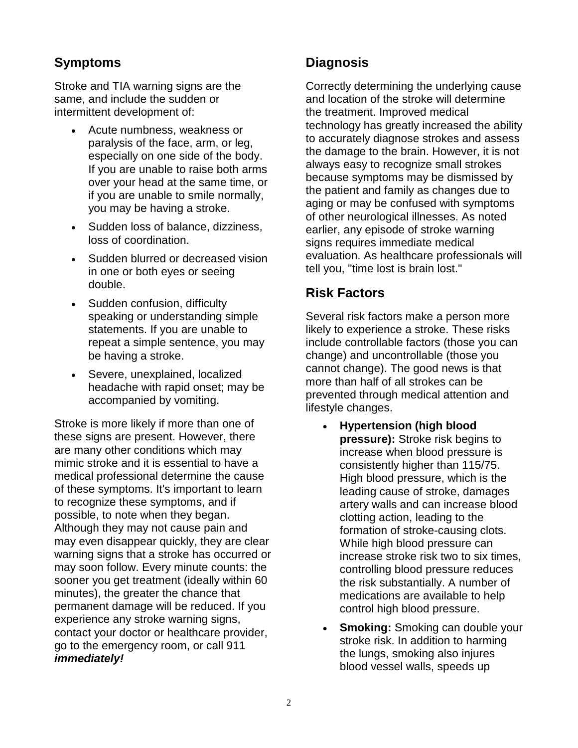## Symptoms

Stroke and TIA warning signs are the same, and include the sudden or intermittent development of:

- Acute numbness, weakness or paralysis of the face, arm, or leg, especially on one side of the body. If you are unable to raise both arms over your head at the same time, or if you are unable to smile normally, you may be having a stroke.
- Sudden loss of balance, dizziness, loss of coordination.
- Sudden blurred or decreased vision in one or both eyes or seeing double.
- Sudden confusion, difficulty speaking or understanding simple statements. If you are unable to repeat a simple sentence, you may be having a stroke.
- Severe, unexplained, localized headache with rapid onset; may be accompanied by vomiting.

Stroke is more likely if more than one of these signs are present. However, there are many other conditions which may mimic stroke and it is essential to have a medical professional determine the cause of these symptoms. It's important to learn to recognize these symptoms, and if possible, to note when they began. Although they may not cause pain and may even disappear quickly, they are clear warning signs that a stroke has occurred or may soon follow. Every minute counts: the sooner you get treatment (ideally within 60 minutes), the greater the chance that permanent damage will be reduced. If you experience any stroke warning signs, contact your doctor or healthcare provider, go to the emergency room, or call 911 ***immediately!***

## Diagnosis

Correctly determining the underlying cause and location of the stroke will determine the treatment. Improved medical technology has greatly increased the ability to accurately diagnose strokes and assess the damage to the brain. However, it is not always easy to recognize small strokes because symptoms may be dismissed by the patient and family as changes due to aging or may be confused with symptoms of other neurological illnesses. As noted earlier, any episode of stroke warning signs requires immediate medical evaluation. As healthcare professionals will tell you, "time lost is brain lost."

## Risk Factors

Several risk factors make a person more likely to experience a stroke. These risks include controllable factors (those you can change) and uncontrollable (those you cannot change). The good news is that more than half of all strokes can be prevented through medical attention and lifestyle changes.

- **Hypertension (high blood pressure):** Stroke risk begins to increase when blood pressure is consistently higher than 115/75. High blood pressure, which is the leading cause of stroke, damages artery walls and can increase blood clotting action, leading to the formation of stroke-causing clots. While high blood pressure can increase stroke risk two to six times, controlling blood pressure reduces the risk substantially. A number of medications are available to help control high blood pressure.
- **Smoking:** Smoking can double your stroke risk. In addition to harming the lungs, smoking also injures blood vessel walls, speeds up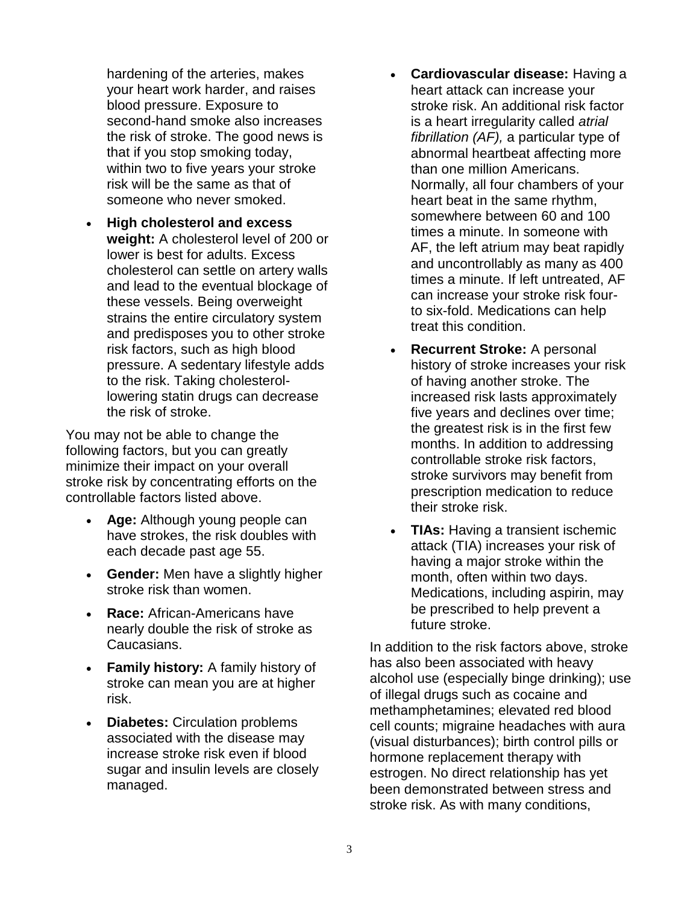hardening of the arteries, makes your heart work harder, and raises blood pressure. Exposure to second-hand smoke also increases the risk of stroke. The good news is that if you stop smoking today, within two to five years your stroke risk will be the same as that of someone who never smoked.

- **High cholesterol and excess weight:** A cholesterol level of 200 or lower is best for adults. Excess cholesterol can settle on artery walls and lead to the eventual blockage of these vessels. Being overweight strains the entire circulatory system and predisposes you to other stroke risk factors, such as high blood pressure. A sedentary lifestyle adds to the risk. Taking cholesterol-lowering statin drugs can decrease the risk of stroke.

You may not be able to change the following factors, but you can greatly minimize their impact on your overall stroke risk by concentrating efforts on the controllable factors listed above.

- **Age:** Although young people can have strokes, the risk doubles with each decade past age 55.
- **Gender:** Men have a slightly higher stroke risk than women.
- **Race:** African-Americans have nearly double the risk of stroke as Caucasians.
- **Family history:** A family history of stroke can mean you are at higher risk.
- **Diabetes:** Circulation problems associated with the disease may increase stroke risk even if blood sugar and insulin levels are closely managed.
- **Cardiovascular disease:** Having a heart attack can increase your stroke risk. An additional risk factor is a heart irregularity called *atrial fibrillation (AF),* a particular type of abnormal heartbeat affecting more than one million Americans. Normally, all four chambers of your heart beat in the same rhythm, somewhere between 60 and 100 times a minute. In someone with AF, the left atrium may beat rapidly and uncontrollably as many as 400 times a minute. If left untreated, AF can increase your stroke risk four- to six-fold. Medications can help treat this condition.
- **Recurrent Stroke:** A personal history of stroke increases your risk of having another stroke. The increased risk lasts approximately five years and declines over time; the greatest risk is in the first few months. In addition to addressing controllable stroke risk factors, stroke survivors may benefit from prescription medication to reduce their stroke risk.
- **TIAs:** Having a transient ischemic attack (TIA) increases your risk of having a major stroke within the month, often within two days. Medications, including aspirin, may be prescribed to help prevent a future stroke.

In addition to the risk factors above, stroke has also been associated with heavy alcohol use (especially binge drinking); use of illegal drugs such as cocaine and methamphetamines; elevated red blood cell counts; migraine headaches with aura (visual disturbances); birth control pills or hormone replacement therapy with estrogen. No direct relationship has yet been demonstrated between stress and stroke risk. As with many conditions,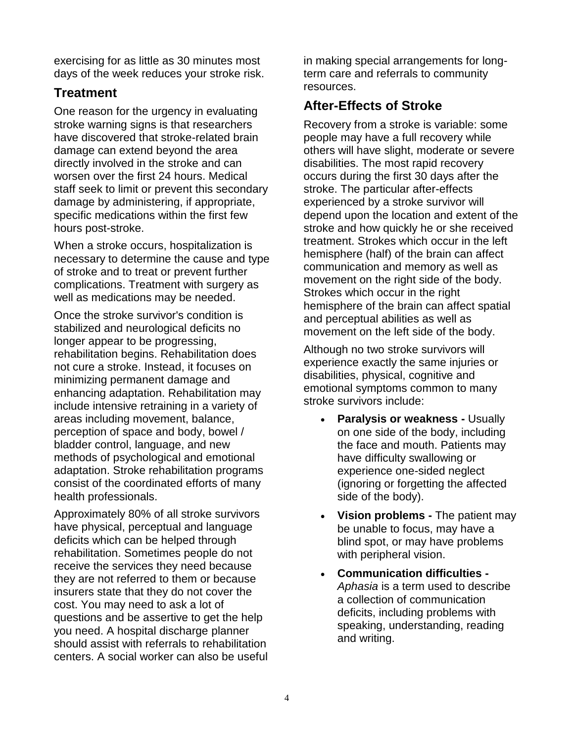exercising for as little as 30 minutes most days of the week reduces your stroke risk.

## Treatment

One reason for the urgency in evaluating stroke warning signs is that researchers have discovered that stroke-related brain damage can extend beyond the area directly involved in the stroke and can worsen over the first 24 hours. Medical staff seek to limit or prevent this secondary damage by administering, if appropriate, specific medications within the first few hours post-stroke.

When a stroke occurs, hospitalization is necessary to determine the cause and type of stroke and to treat or prevent further complications. Treatment with surgery as well as medications may be needed.

Once the stroke survivor's condition is stabilized and neurological deficits no longer appear to be progressing, rehabilitation begins. Rehabilitation does not cure a stroke. Instead, it focuses on minimizing permanent damage and enhancing adaptation. Rehabilitation may include intensive retraining in a variety of areas including movement, balance, perception of space and body, bowel / bladder control, language, and new methods of psychological and emotional adaptation. Stroke rehabilitation programs consist of the coordinated efforts of many health professionals.

Approximately 80% of all stroke survivors have physical, perceptual and language deficits which can be helped through rehabilitation. Sometimes people do not receive the services they need because they are not referred to them or because insurers state that they do not cover the cost. You may need to ask a lot of questions and be assertive to get the help you need. A hospital discharge planner should assist with referrals to rehabilitation centers. A social worker can also be useful in making special arrangements for long-term care and referrals to community resources.

## After-Effects of Stroke

Recovery from a stroke is variable: some people may have a full recovery while others will have slight, moderate or severe disabilities. The most rapid recovery occurs during the first 30 days after the stroke. The particular after-effects experienced by a stroke survivor will depend upon the location and extent of the stroke and how quickly he or she received treatment. Strokes which occur in the left hemisphere (half) of the brain can affect communication and memory as well as movement on the right side of the body. Strokes which occur in the right hemisphere of the brain can affect spatial and perceptual abilities as well as movement on the left side of the body.

Although no two stroke survivors will experience exactly the same injuries or disabilities, physical, cognitive and emotional symptoms common to many stroke survivors include:

- **Paralysis or weakness -** Usually on one side of the body, including the face and mouth. Patients may have difficulty swallowing or experience one-sided neglect (ignoring or forgetting the affected side of the body).
- **Vision problems -** The patient may be unable to focus, may have a blind spot, or may have problems with peripheral vision.
- **Communication difficulties -** *Aphasia* is a term used to describe a collection of communication deficits, including problems with speaking, understanding, reading and writing.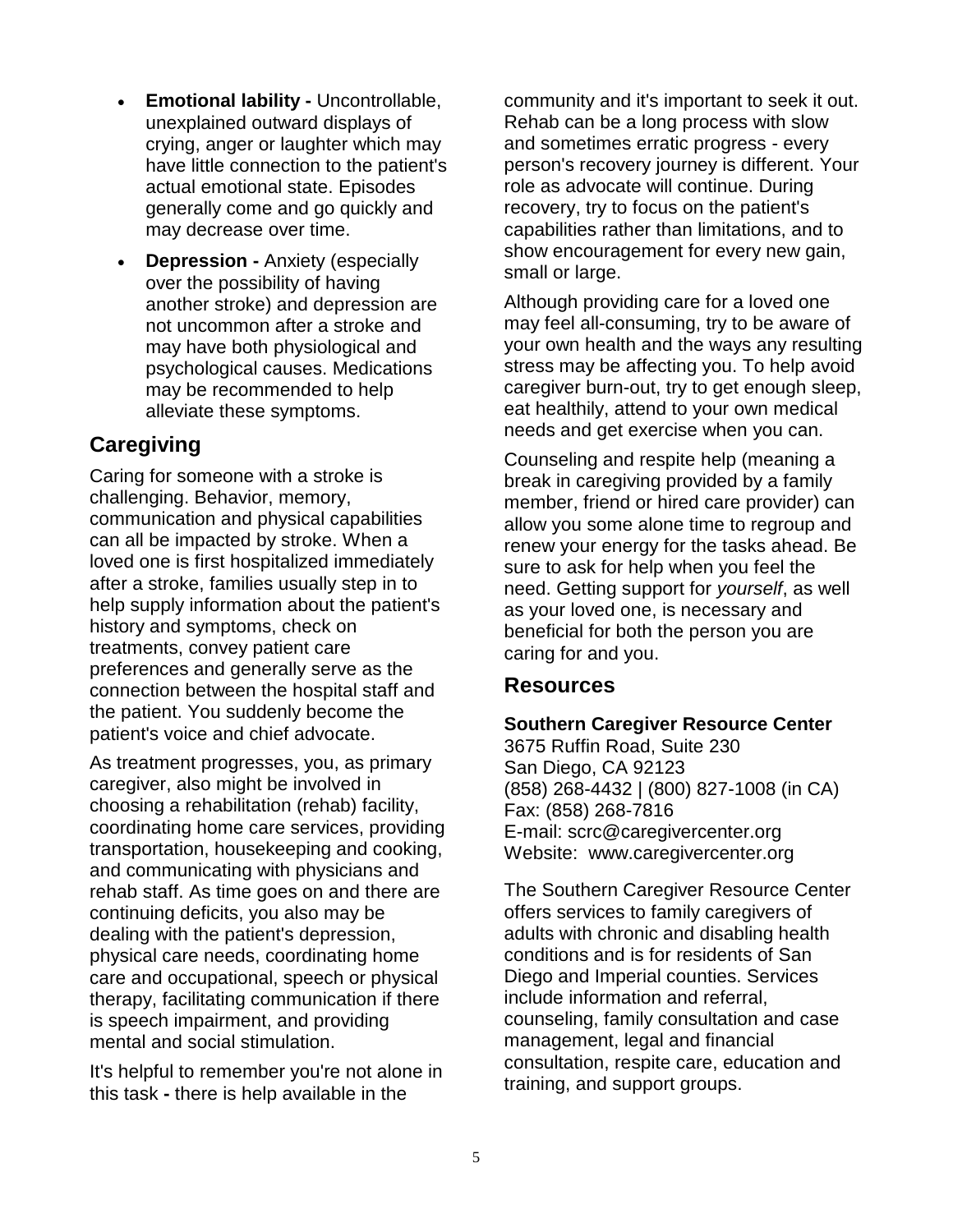- **Emotional lability -** Uncontrollable, unexplained outward displays of crying, anger or laughter which may have little connection to the patient's actual emotional state. Episodes generally come and go quickly and may decrease over time.
- **Depression -** Anxiety (especially over the possibility of having another stroke) and depression are not uncommon after a stroke and may have both physiological and psychological causes. Medications may be recommended to help alleviate these symptoms.

## Caregiving

Caring for someone with a stroke is challenging. Behavior, memory, communication and physical capabilities can all be impacted by stroke. When a loved one is first hospitalized immediately after a stroke, families usually step in to help supply information about the patient's history and symptoms, check on treatments, convey patient care preferences and generally serve as the connection between the hospital staff and the patient. You suddenly become the patient's voice and chief advocate.

As treatment progresses, you, as primary caregiver, also might be involved in choosing a rehabilitation (rehab) facility, coordinating home care services, providing transportation, housekeeping and cooking, and communicating with physicians and rehab staff. As time goes on and there are continuing deficits, you also may be dealing with the patient's depression, physical care needs, coordinating home care and occupational, speech or physical therapy, facilitating communication if there is speech impairment, and providing mental and social stimulation.

It's helpful to remember you're not alone in this task **-** there is help available in the community and it's important to seek it out. Rehab can be a long process with slow and sometimes erratic progress - every person's recovery journey is different. Your role as advocate will continue. During recovery, try to focus on the patient's capabilities rather than limitations, and to show encouragement for every new gain, small or large.

Although providing care for a loved one may feel all-consuming, try to be aware of your own health and the ways any resulting stress may be affecting you. To help avoid caregiver burn-out, try to get enough sleep, eat healthily, attend to your own medical needs and get exercise when you can.

Counseling and respite help (meaning a break in caregiving provided by a family member, friend or hired care provider) can allow you some alone time to regroup and renew your energy for the tasks ahead. Be sure to ask for help when you feel the need. Getting support for *yourself*, as well as your loved one, is necessary and beneficial for both the person you are caring for and you.

## Resources

**Southern Caregiver Resource Center**
3675 Ruffin Road, Suite 230
San Diego, CA 92123
(858) 268-4432 | (800) 827-1008 (in CA)
Fax: (858) 268-7816
E-mail: scrc@caregivercenter.org
Website: www.caregivercenter.org

The Southern Caregiver Resource Center offers services to family caregivers of adults with chronic and disabling health conditions and is for residents of San Diego and Imperial counties. Services include information and referral, counseling, family consultation and case management, legal and financial consultation, respite care, education and training, and support groups.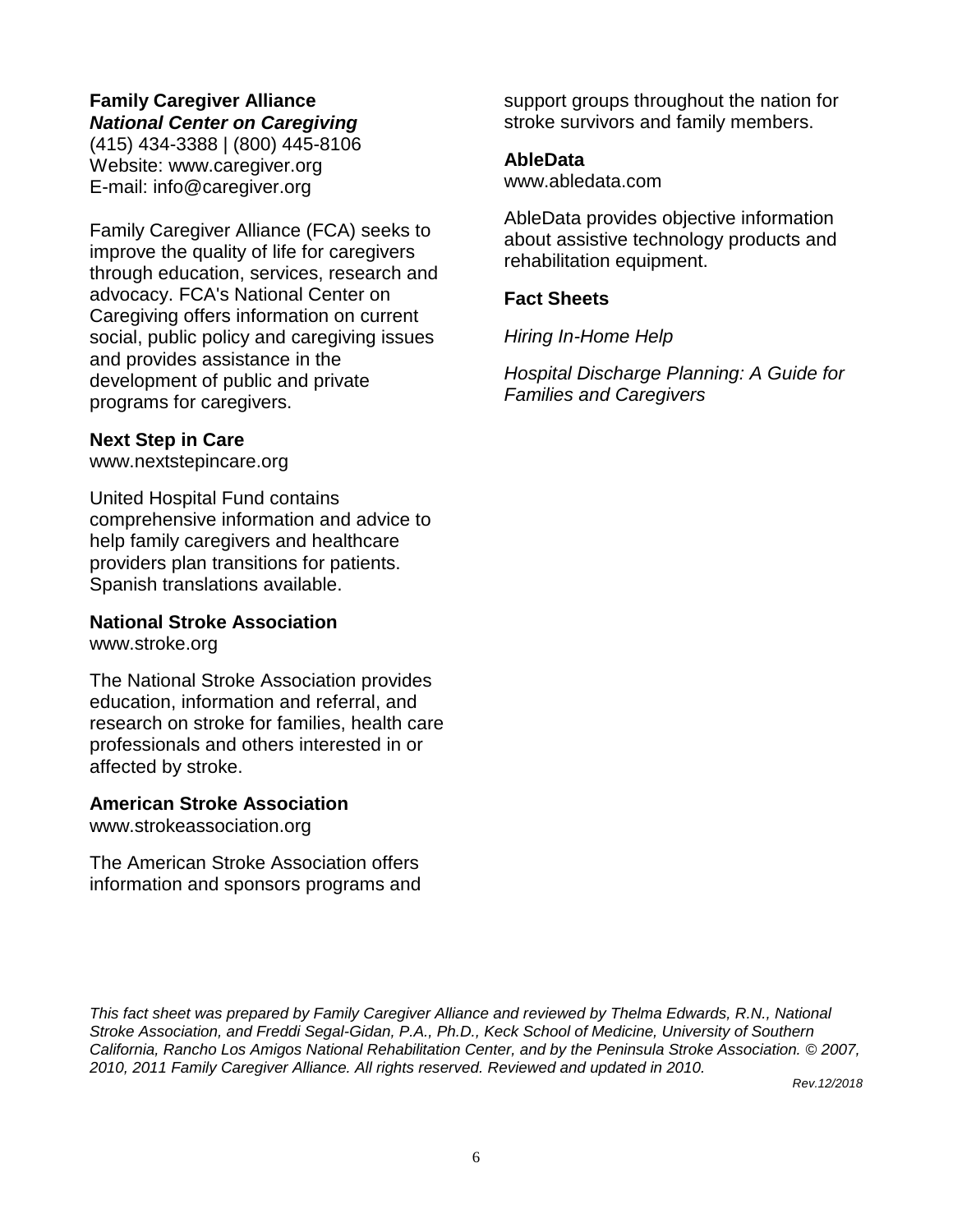**Family Caregiver Alliance**
***National Center on Caregiving***
(415) 434-3388 | (800) 445-8106
Website: www.caregiver.org
E-mail: info@caregiver.org

Family Caregiver Alliance (FCA) seeks to improve the quality of life for caregivers through education, services, research and advocacy. FCA's National Center on Caregiving offers information on current social, public policy and caregiving issues and provides assistance in the development of public and private programs for caregivers.

**Next Step in Care**
www.nextstepincare.org

United Hospital Fund contains comprehensive information and advice to help family caregivers and healthcare providers plan transitions for patients. Spanish translations available.

**National Stroke Association**
www.stroke.org

The National Stroke Association provides education, information and referral, and research on stroke for families, health care professionals and others interested in or affected by stroke.

**American Stroke Association**
www.strokeassociation.org

The American Stroke Association offers information and sponsors programs and support groups throughout the nation for stroke survivors and family members.

**AbleData**
www.abledata.com

AbleData provides objective information about assistive technology products and rehabilitation equipment.

**Fact Sheets**

*Hiring In-Home Help*

*Hospital Discharge Planning: A Guide for Families and Caregivers*

*This fact sheet was prepared by Family Caregiver Alliance and reviewed by Thelma Edwards, R.N., National Stroke Association, and Freddi Segal-Gidan, P.A., Ph.D., Keck School of Medicine, University of Southern California, Rancho Los Amigos National Rehabilitation Center, and by the Peninsula Stroke Association. © 2007, 2010, 2011 Family Caregiver Alliance. All rights reserved. Reviewed and updated in 2010.*

*Rev.12/2018*